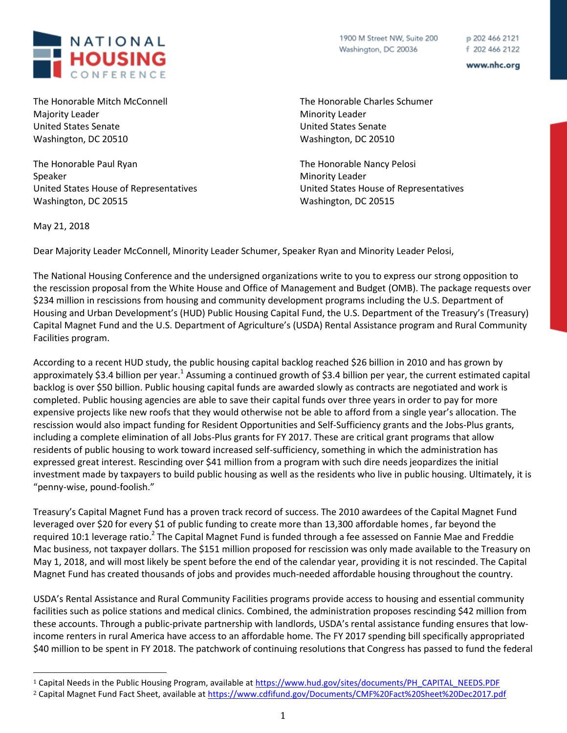**NATIONAL HOUSING CONFERENCE**

1900 M Street NW, Suite 200
Washington, DC 20036

p 202 466 2121
f 202 466 2122

www.nhc.org

The Honorable Mitch McConnell
Majority Leader
United States Senate
Washington, DC 20510

The Honorable Charles Schumer
Minority Leader
United States Senate
Washington, DC 20510

The Honorable Paul Ryan
Speaker
United States House of Representatives
Washington, DC 20515

The Honorable Nancy Pelosi
Minority Leader
United States House of Representatives
Washington, DC 20515

May 21, 2018

Dear Majority Leader McConnell, Minority Leader Schumer, Speaker Ryan and Minority Leader Pelosi,

The National Housing Conference and the undersigned organizations write to you to express our strong opposition to the rescission proposal from the White House and Office of Management and Budget (OMB). The package requests over $234 million in rescissions from housing and community development programs including the U.S. Department of Housing and Urban Development's (HUD) Public Housing Capital Fund, the U.S. Department of the Treasury's (Treasury) Capital Magnet Fund and the U.S. Department of Agriculture's (USDA) Rental Assistance program and Rural Community Facilities program.

According to a recent HUD study, the public housing capital backlog reached $26 billion in 2010 and has grown by approximately $3.4 billion per year.[1] Assuming a continued growth of $3.4 billion per year, the current estimated capital backlog is over $50 billion. Public housing capital funds are awarded slowly as contracts are negotiated and work is completed. Public housing agencies are able to save their capital funds over three years in order to pay for more expensive projects like new roofs that they would otherwise not be able to afford from a single year's allocation. The rescission would also impact funding for Resident Opportunities and Self-Sufficiency grants and the Jobs-Plus grants, including a complete elimination of all Jobs-Plus grants for FY 2017. These are critical grant programs that allow residents of public housing to work toward increased self-sufficiency, something in which the administration has expressed great interest. Rescinding over $41 million from a program with such dire needs jeopardizes the initial investment made by taxpayers to build public housing as well as the residents who live in public housing. Ultimately, it is "penny-wise, pound-foolish."

Treasury's Capital Magnet Fund has a proven track record of success. The 2010 awardees of the Capital Magnet Fund leveraged over $20 for every $1 of public funding to create more than 13,300 affordable homes , far beyond the required 10:1 leverage ratio.[2] The Capital Magnet Fund is funded through a fee assessed on Fannie Mae and Freddie Mac business, not taxpayer dollars. The $151 million proposed for rescission was only made available to the Treasury on May 1, 2018, and will most likely be spent before the end of the calendar year, providing it is not rescinded. The Capital Magnet Fund has created thousands of jobs and provides much-needed affordable housing throughout the country.

USDA's Rental Assistance and Rural Community Facilities programs provide access to housing and essential community facilities such as police stations and medical clinics. Combined, the administration proposes rescinding $42 million from these accounts. Through a public-private partnership with landlords, USDA's rental assistance funding ensures that low-income renters in rural America have access to an affordable home. The FY 2017 spending bill specifically appropriated $40 million to be spent in FY 2018. The patchwork of continuing resolutions that Congress has passed to fund the federal

---

[1] Capital Needs in the Public Housing Program, available at https://www.hud.gov/sites/documents/PH_CAPITAL_NEEDS.PDF
[2] Capital Magnet Fund Fact Sheet, available at https://www.cdfifund.gov/Documents/CMF%20Fact%20Sheet%20Dec2017.pdf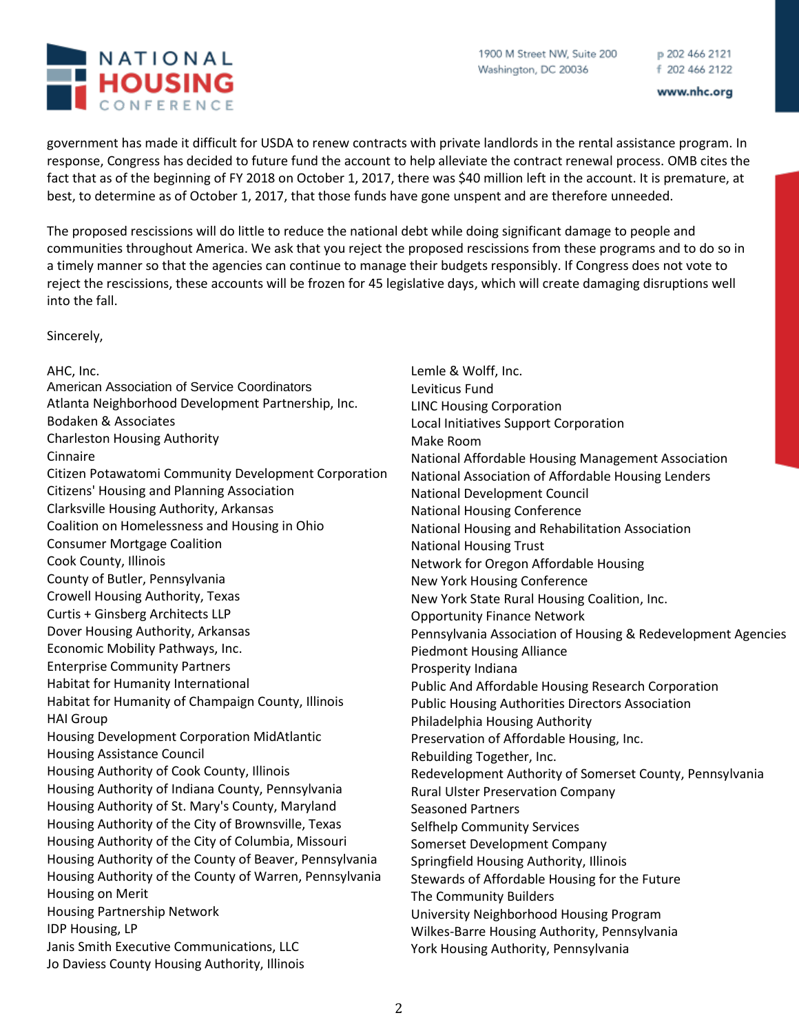government has made it difficult for USDA to renew contracts with private landlords in the rental assistance program. In response, Congress has decided to future fund the account to help alleviate the contract renewal process. OMB cites the fact that as of the beginning of FY 2018 on October 1, 2017, there was $40 million left in the account. It is premature, at best, to determine as of October 1, 2017, that those funds have gone unspent and are therefore unneeded.

The proposed rescissions will do little to reduce the national debt while doing significant damage to people and communities throughout America. We ask that you reject the proposed rescissions from these programs and to do so in a timely manner so that the agencies can continue to manage their budgets responsibly. If Congress does not vote to reject the rescissions, these accounts will be frozen for 45 legislative days, which will create damaging disruptions well into the fall.

Sincerely,

AHC, Inc.
American Association of Service Coordinators
Atlanta Neighborhood Development Partnership, Inc.
Bodaken & Associates
Charleston Housing Authority
Cinnaire
Citizen Potawatomi Community Development Corporation
Citizens' Housing and Planning Association
Clarksville Housing Authority, Arkansas
Coalition on Homelessness and Housing in Ohio
Consumer Mortgage Coalition
Cook County, Illinois
County of Butler, Pennsylvania
Crowell Housing Authority, Texas
Curtis + Ginsberg Architects LLP
Dover Housing Authority, Arkansas
Economic Mobility Pathways, Inc.
Enterprise Community Partners
Habitat for Humanity International
Habitat for Humanity of Champaign County, Illinois
HAI Group
Housing Development Corporation MidAtlantic
Housing Assistance Council
Housing Authority of Cook County, Illinois
Housing Authority of Indiana County, Pennsylvania
Housing Authority of St. Mary's County, Maryland
Housing Authority of the City of Brownsville, Texas
Housing Authority of the City of Columbia, Missouri
Housing Authority of the County of Beaver, Pennsylvania
Housing Authority of the County of Warren, Pennsylvania
Housing on Merit
Housing Partnership Network
IDP Housing, LP
Janis Smith Executive Communications, LLC
Jo Daviess County Housing Authority, Illinois
Lemle & Wolff, Inc.
Leviticus Fund
LINC Housing Corporation
Local Initiatives Support Corporation
Make Room
National Affordable Housing Management Association
National Association of Affordable Housing Lenders
National Development Council
National Housing Conference
National Housing and Rehabilitation Association
National Housing Trust
Network for Oregon Affordable Housing
New York Housing Conference
New York State Rural Housing Coalition, Inc.
Opportunity Finance Network
Pennsylvania Association of Housing & Redevelopment Agencies
Piedmont Housing Alliance
Prosperity Indiana
Public And Affordable Housing Research Corporation
Public Housing Authorities Directors Association
Philadelphia Housing Authority
Preservation of Affordable Housing, Inc.
Rebuilding Together, Inc.
Redevelopment Authority of Somerset County, Pennsylvania
Rural Ulster Preservation Company
Seasoned Partners
Selfhelp Community Services
Somerset Development Company
Springfield Housing Authority, Illinois
Stewards of Affordable Housing for the Future
The Community Builders
University Neighborhood Housing Program
Wilkes-Barre Housing Authority, Pennsylvania
York Housing Authority, Pennsylvania